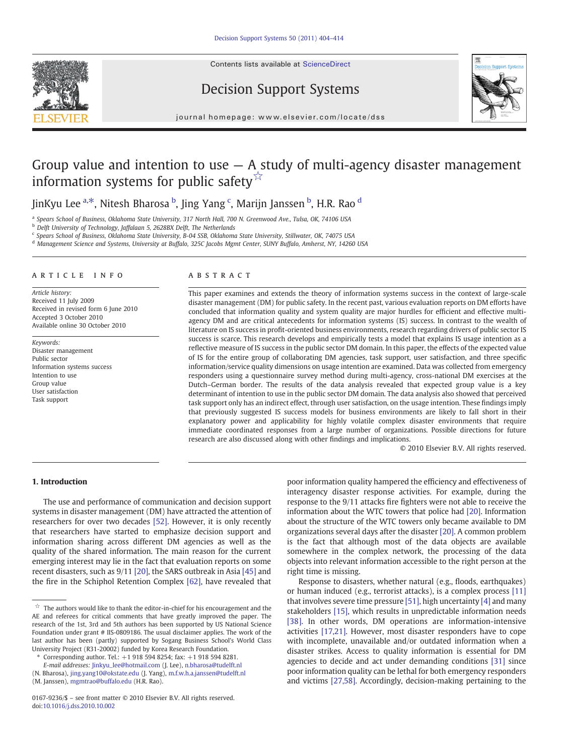Contents lists available at ScienceDirect

Decision Support Systems

journal homepage: www.elsevier.com/locate/dss

# Group value and intention to use — A study of multi-agency disaster management information systems for public safety ☆

JinKyu Lee [a,*], Nitesh Bharosa [b], Jing Yang [c], Marijn Janssen [b], H.R. Rao [d]

[a] Spears School of Business, Oklahoma State University, 317 North Hall, 700 N. Greenwood Ave., Tulsa, OK, 74106 USA
[b] Delft University of Technology, Jaffalaan 5, 2628BX Delft, The Netherlands
[c] Spears School of Business, Oklahoma State University, B-04 SSB, Oklahoma State University, Stillwater, OK, 74075 USA
[d] Management Science and Systems, University at Buffalo, 325C Jacobs Mgmt Center, SUNY Buffalo, Amherst, NY, 14260 USA

**ARTICLE INFO**

*Article history:*
Received 11 July 2009
Received in revised form 6 June 2010
Accepted 3 October 2010
Available online 30 October 2010

*Keywords:*
Disaster management
Public sector
Information systems success
Intention to use
Group value
User satisfaction
Task support

**ABSTRACT**

This paper examines and extends the theory of information systems success in the context of large-scale disaster management (DM) for public safety. In the recent past, various evaluation reports on DM efforts have concluded that information quality and system quality are major hurdles for efficient and effective multi-agency DM and are critical antecedents for information systems (IS) success. In contrast to the wealth of literature on IS success in profit-oriented business environments, research regarding drivers of public sector IS success is scarce. This research develops and empirically tests a model that explains IS usage intention as a reflective measure of IS success in the public sector DM domain. In this paper, the effects of the expected value of IS for the entire group of collaborating DM agencies, task support, user satisfaction, and three specific information/service quality dimensions on usage intention are examined. Data was collected from emergency responders using a questionnaire survey method during multi-agency, cross-national DM exercises at the Dutch–German border. The results of the data analysis revealed that expected group value is a key determinant of intention to use in the public sector DM domain. The data analysis also showed that perceived task support only has an indirect effect, through user satisfaction, on the usage intention. These findings imply that previously suggested IS success models for business environments are likely to fall short in their explanatory power and applicability for highly volatile complex disaster environments that require immediate coordinated responses from a large number of organizations. Possible directions for future research are also discussed along with other findings and implications.

© 2010 Elsevier B.V. All rights reserved.

## 1. Introduction

The use and performance of communication and decision support systems in disaster management (DM) have attracted the attention of researchers for over two decades [52]. However, it is only recently that researchers have started to emphasize decision support and information sharing across different DM agencies as well as the quality of the shared information. The main reason for the current emerging interest may lie in the fact that evaluation reports on some recent disasters, such as 9/11 [20], the SARS outbreak in Asia [45] and the fire in the Schiphol Retention Complex [62], have revealed that poor information quality hampered the efficiency and effectiveness of interagency disaster response activities. For example, during the response to the 9/11 attacks fire fighters were not able to receive the information about the WTC towers that police had [20]. Information about the structure of the WTC towers only became available to DM organizations several days after the disaster [20]. A common problem is the fact that although most of the data objects are available somewhere in the complex network, the processing of the data objects into relevant information accessible to the right person at the right time is missing.

Response to disasters, whether natural (e.g., floods, earthquakes) or human induced (e.g., terrorist attacks), is a complex process [11] that involves severe time pressure [51], high uncertainty [4] and many stakeholders [15], which results in unpredictable information needs [38]. In other words, DM operations are information-intensive activities [17,21]. However, most disaster responders have to cope with incomplete, unavailable and/or outdated information when a disaster strikes. Access to quality information is essential for DM agencies to decide and act under demanding conditions [31] since poor information quality can be lethal for both emergency responders and victims [27,58]. Accordingly, decision-making pertaining to the

☆ The authors would like to thank the editor-in-chief for his encouragement and the AE and referees for critical comments that have greatly improved the paper. The research of the 1st, 3rd and 5th authors has been supported by US National Science Foundation under grant # IIS-0809186. The usual disclaimer applies. The work of the last author has been (partly) supported by Sogang Business School's World Class University Project (R31-20002) funded by Korea Research Foundation.

\* Corresponding author. Tel.: +1 918 594 8254; fax: +1 918 594 8281.
*E-mail addresses:* Jinkyu_lee@hotmail.com (J. Lee), n.bharosa@tudelft.nl (N. Bharosa), jing.yang10@okstate.edu (J. Yang), m.f.w.h.a.janssen@tudelft.nl (M. Janssen), mgmtrao@buffalo.edu (H.R. Rao).

0167-9236/$ – see front matter © 2010 Elsevier B.V. All rights reserved.
doi:10.1016/j.dss.2010.10.002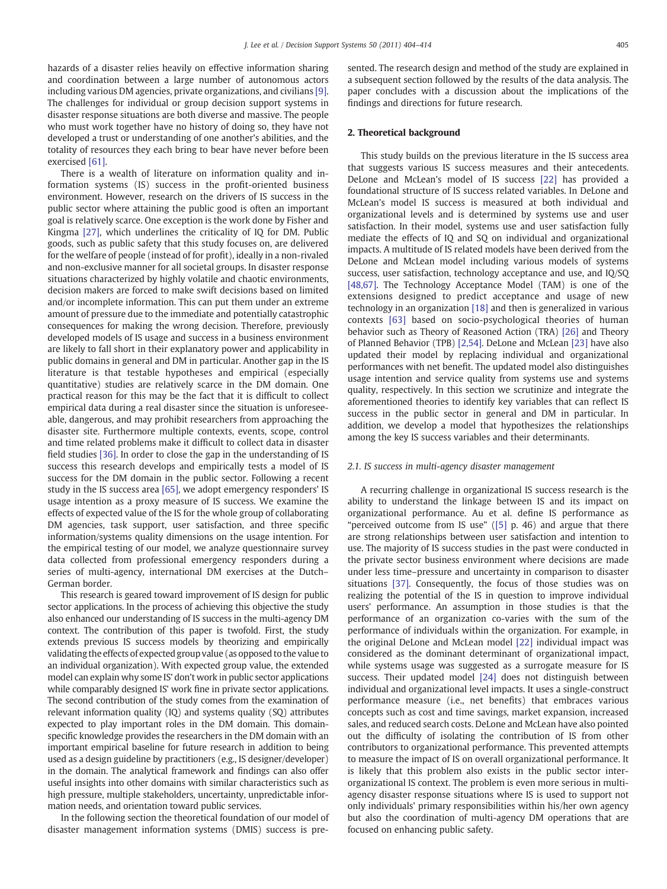hazards of a disaster relies heavily on effective information sharing and coordination between a large number of autonomous actors including various DM agencies, private organizations, and civilians [9]. The challenges for individual or group decision support systems in disaster response situations are both diverse and massive. The people who must work together have no history of doing so, they have not developed a trust or understanding of one another's abilities, and the totality of resources they each bring to bear have never before been exercised [61].

There is a wealth of literature on information quality and information systems (IS) success in the profit-oriented business environment. However, research on the drivers of IS success in the public sector where attaining the public good is often an important goal is relatively scarce. One exception is the work done by Fisher and Kingma [27], which underlines the criticality of IQ for DM. Public goods, such as public safety that this study focuses on, are delivered for the welfare of people (instead of for profit), ideally in a non-rivaled and non-exclusive manner for all societal groups. In disaster response situations characterized by highly volatile and chaotic environments, decision makers are forced to make swift decisions based on limited and/or incomplete information. This can put them under an extreme amount of pressure due to the immediate and potentially catastrophic consequences for making the wrong decision. Therefore, previously developed models of IS usage and success in a business environment are likely to fall short in their explanatory power and applicability in public domains in general and DM in particular. Another gap in the IS literature is that testable hypotheses and empirical (especially quantitative) studies are relatively scarce in the DM domain. One practical reason for this may be the fact that it is difficult to collect empirical data during a real disaster since the situation is unforeseeable, dangerous, and may prohibit researchers from approaching the disaster site. Furthermore multiple contexts, events, scope, control and time related problems make it difficult to collect data in disaster field studies [36]. In order to close the gap in the understanding of IS success this research develops and empirically tests a model of IS success for the DM domain in the public sector. Following a recent study in the IS success area [65], we adopt emergency responders' IS usage intention as a proxy measure of IS success. We examine the effects of expected value of the IS for the whole group of collaborating DM agencies, task support, user satisfaction, and three specific information/systems quality dimensions on the usage intention. For the empirical testing of our model, we analyze questionnaire survey data collected from professional emergency responders during a series of multi-agency, international DM exercises at the Dutch–German border.

This research is geared toward improvement of IS design for public sector applications. In the process of achieving this objective the study also enhanced our understanding of IS success in the multi-agency DM context. The contribution of this paper is twofold. First, the study extends previous IS success models by theorizing and empirically validating the effects of expected group value (as opposed to the value to an individual organization). With expected group value, the extended model can explain why some IS' don't work in public sector applications while comparably designed IS' work fine in private sector applications. The second contribution of the study comes from the examination of relevant information quality (IQ) and systems quality (SQ) attributes expected to play important roles in the DM domain. This domain-specific knowledge provides the researchers in the DM domain with an important empirical baseline for future research in addition to being used as a design guideline by practitioners (e.g., IS designer/developer) in the domain. The analytical framework and findings can also offer useful insights into other domains with similar characteristics such as high pressure, multiple stakeholders, uncertainty, unpredictable information needs, and orientation toward public services.

In the following section the theoretical foundation of our model of disaster management information systems (DMIS) success is presented. The research design and method of the study are explained in a subsequent section followed by the results of the data analysis. The paper concludes with a discussion about the implications of the findings and directions for future research.

## 2. Theoretical background

This study builds on the previous literature in the IS success area that suggests various IS success measures and their antecedents. DeLone and McLean's model of IS success [22] has provided a foundational structure of IS success related variables. In DeLone and McLean's model IS success is measured at both individual and organizational levels and is determined by systems use and user satisfaction. In their model, systems use and user satisfaction fully mediate the effects of IQ and SQ on individual and organizational impacts. A multitude of IS related models have been derived from the DeLone and McLean model including various models of systems success, user satisfaction, technology acceptance and use, and IQ/SQ [48,67]. The Technology Acceptance Model (TAM) is one of the extensions designed to predict acceptance and usage of new technology in an organization [18] and then is generalized in various contexts [63] based on socio-psychological theories of human behavior such as Theory of Reasoned Action (TRA) [26] and Theory of Planned Behavior (TPB) [2,54]. DeLone and McLean [23] have also updated their model by replacing individual and organizational performances with net benefit. The updated model also distinguishes usage intention and service quality from systems use and systems quality, respectively. In this section we scrutinize and integrate the aforementioned theories to identify key variables that can reflect IS success in the public sector in general and DM in particular. In addition, we develop a model that hypothesizes the relationships among the key IS success variables and their determinants.

### 2.1. IS success in multi-agency disaster management

A recurring challenge in organizational IS success research is the ability to understand the linkage between IS and its impact on organizational performance. Au et al. define IS performance as "perceived outcome from IS use" ([5] p. 46) and argue that there are strong relationships between user satisfaction and intention to use. The majority of IS success studies in the past were conducted in the private sector business environment where decisions are made under less time–pressure and uncertainty in comparison to disaster situations [37]. Consequently, the focus of those studies was on realizing the potential of the IS in question to improve individual users' performance. An assumption in those studies is that the performance of an organization co-varies with the sum of the performance of individuals within the organization. For example, in the original DeLone and McLean model [22] individual impact was considered as the dominant determinant of organizational impact, while systems usage was suggested as a surrogate measure for IS success. Their updated model [24] does not distinguish between individual and organizational level impacts. It uses a single-construct performance measure (i.e., net benefits) that embraces various concepts such as cost and time savings, market expansion, increased sales, and reduced search costs. DeLone and McLean have also pointed out the difficulty of isolating the contribution of IS from other contributors to organizational performance. This prevented attempts to measure the impact of IS on overall organizational performance. It is likely that this problem also exists in the public sector inter-organizational IS context. The problem is even more serious in multi-agency disaster response situations where IS is used to support not only individuals' primary responsibilities within his/her own agency but also the coordination of multi-agency DM operations that are focused on enhancing public safety.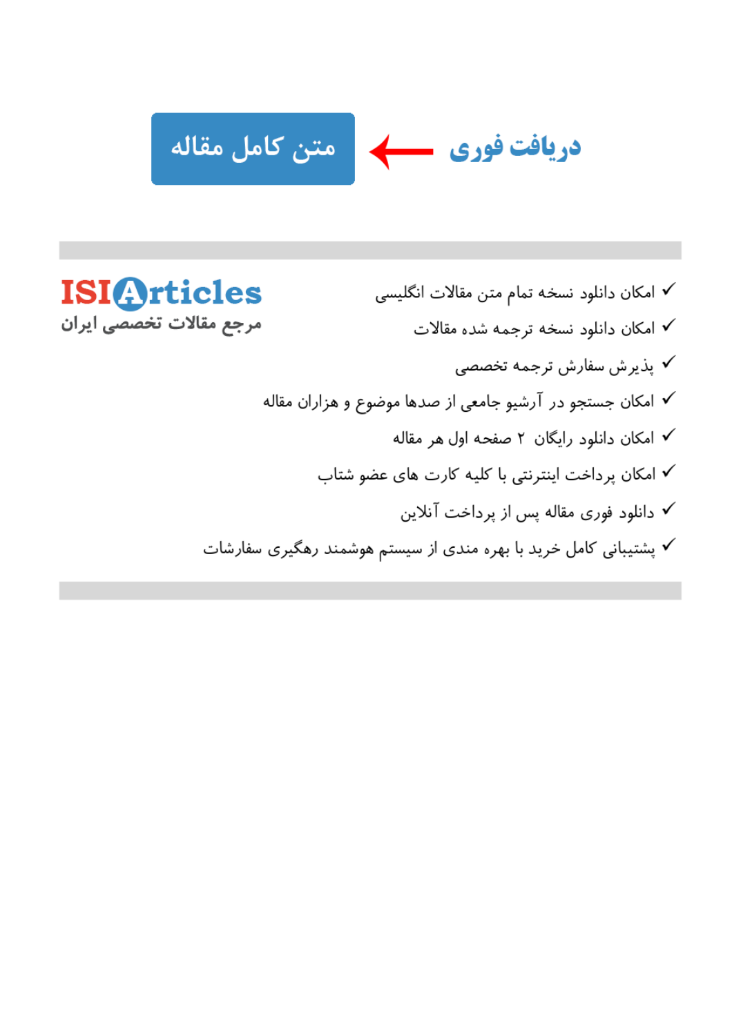دریافت فوری ← متن کامل مقاله

**ISIArticles**
مرجع مقالات تخصصی ایران

- ✓ امکان دانلود نسخه تمام متن مقالات انگلیسی
- ✓ امکان دانلود نسخه ترجمه شده مقالات
- ✓ پذیرش سفارش ترجمه تخصصی
- ✓ امکان جستجو در آرشیو جامعی از صدها موضوع و هزاران مقاله
- ✓ امکان دانلود رایگان ۲ صفحه اول هر مقاله
- ✓ امکان پرداخت اینترنتی با کلیه کارت های عضو شتاب
- ✓ دانلود فوری مقاله پس از پرداخت آنلاین
- ✓ پشتیبانی کامل خرید با بهره مندی از سیستم هوشمند رهگیری سفارشات